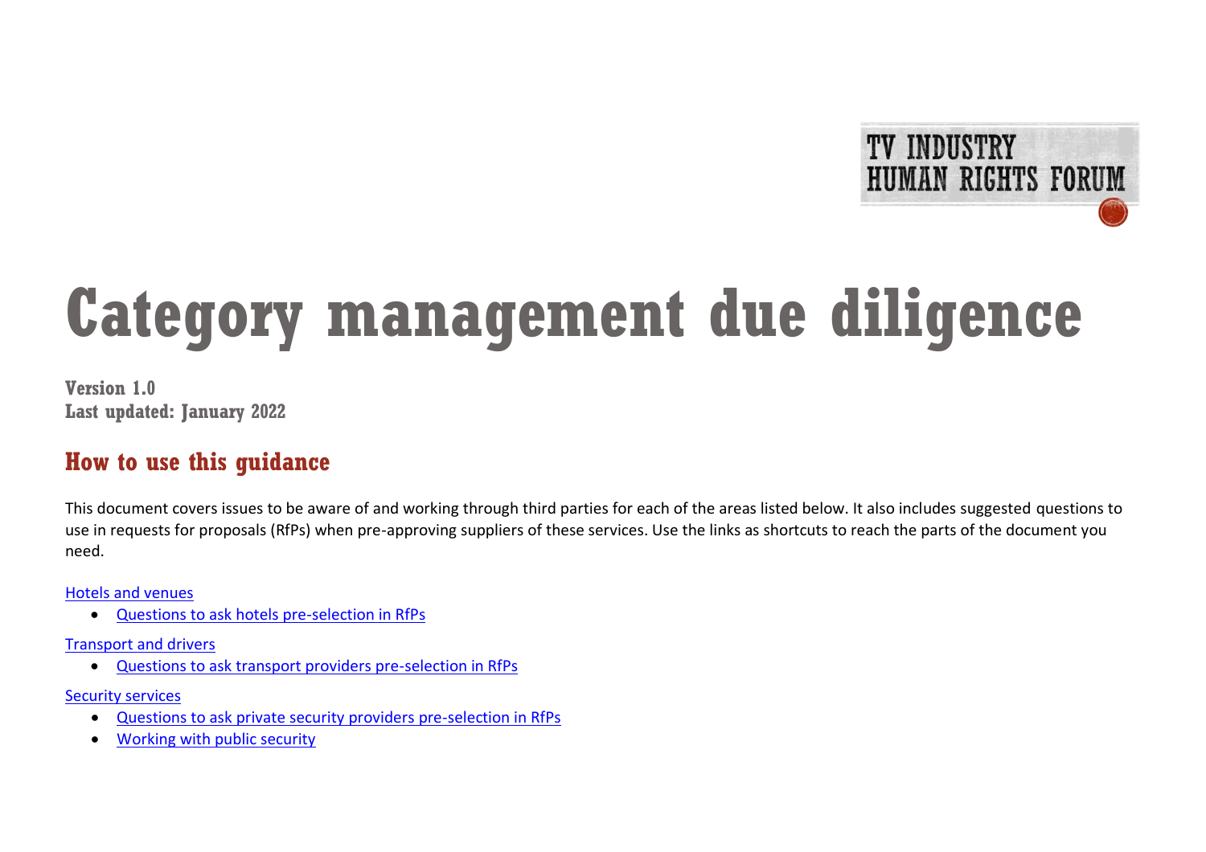TV INDUSTRY HUMAN RIGHTS FORUM

# Category management due diligence

**Version 1.0**
**Last updated: January 2022**

## How to use this guidance

This document covers issues to be aware of and working through third parties for each of the areas listed below. It also includes suggested questions to use in requests for proposals (RfPs) when pre-approving suppliers of these services. Use the links as shortcuts to reach the parts of the document you need.

Hotels and venues

- Questions to ask hotels pre-selection in RfPs

Transport and drivers

- Questions to ask transport providers pre-selection in RfPs

Security services

- Questions to ask private security providers pre-selection in RfPs
- Working with public security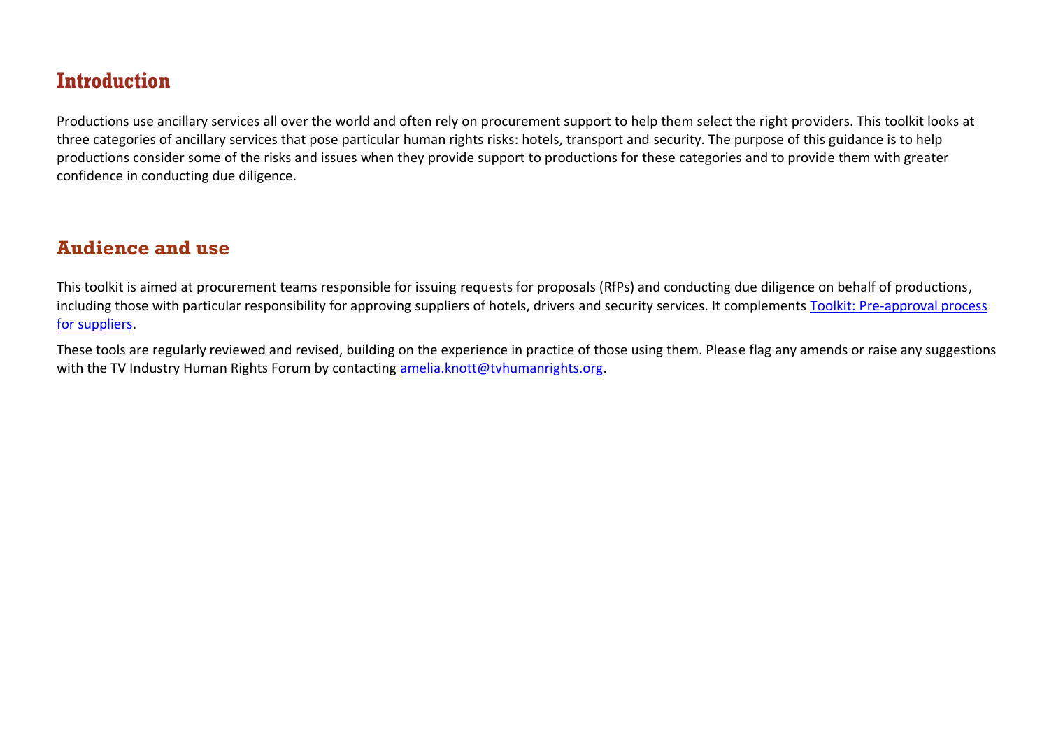# Introduction

Productions use ancillary services all over the world and often rely on procurement support to help them select the right providers. This toolkit looks at three categories of ancillary services that pose particular human rights risks: hotels, transport and security. The purpose of this guidance is to help productions consider some of the risks and issues when they provide support to productions for these categories and to provide them with greater confidence in conducting due diligence.

## Audience and use

This toolkit is aimed at procurement teams responsible for issuing requests for proposals (RfPs) and conducting due diligence on behalf of productions, including those with particular responsibility for approving suppliers of hotels, drivers and security services. It complements [Toolkit: Pre-approval process for suppliers](#).

These tools are regularly reviewed and revised, building on the experience in practice of those using them. Please flag any amends or raise any suggestions with the TV Industry Human Rights Forum by contacting [amelia.knott@tvhumanrights.org](mailto:amelia.knott@tvhumanrights.org).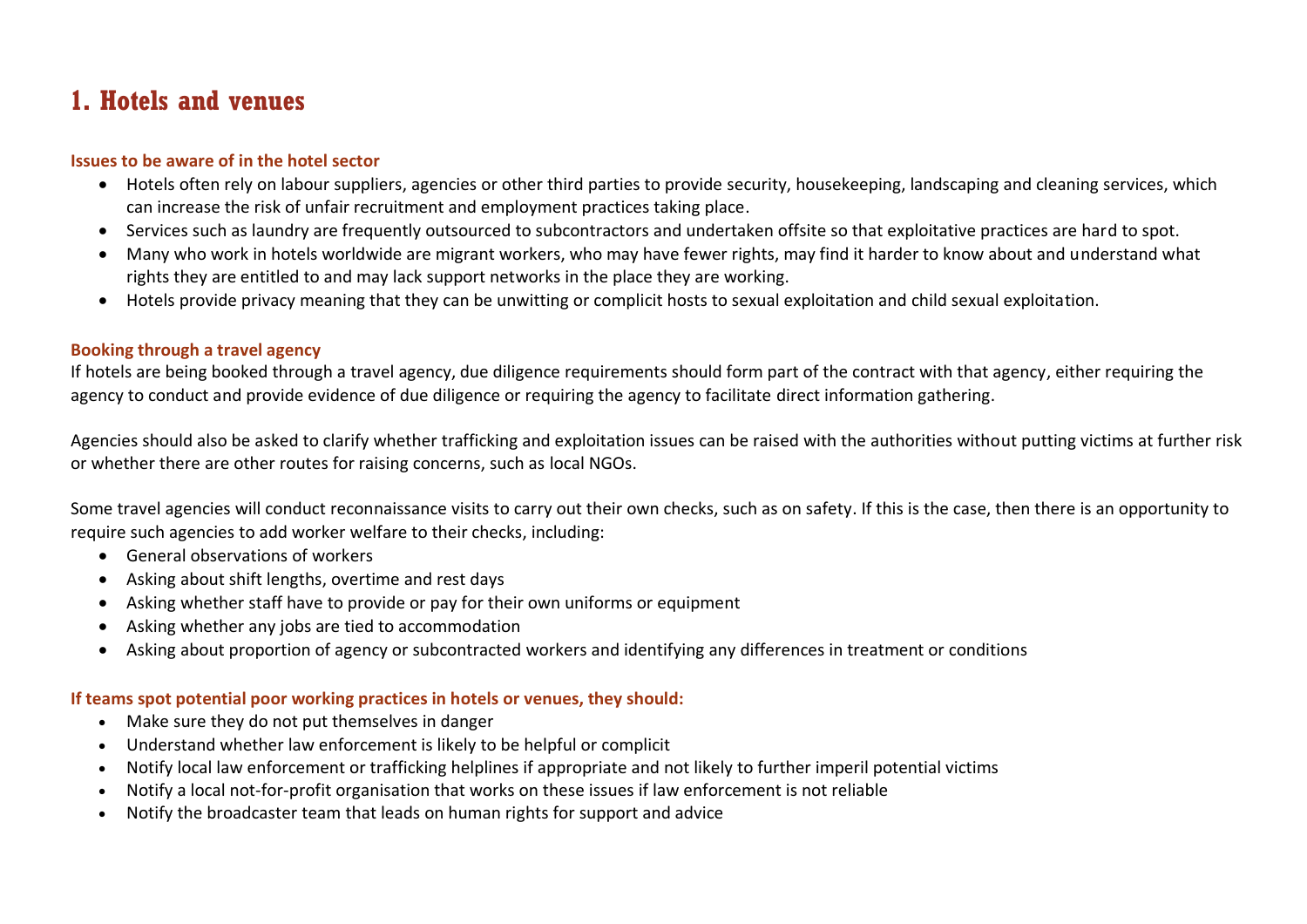# 1. Hotels and venues

### Issues to be aware of in the hotel sector

- Hotels often rely on labour suppliers, agencies or other third parties to provide security, housekeeping, landscaping and cleaning services, which can increase the risk of unfair recruitment and employment practices taking place.
- Services such as laundry are frequently outsourced to subcontractors and undertaken offsite so that exploitative practices are hard to spot.
- Many who work in hotels worldwide are migrant workers, who may have fewer rights, may find it harder to know about and understand what rights they are entitled to and may lack support networks in the place they are working.
- Hotels provide privacy meaning that they can be unwitting or complicit hosts to sexual exploitation and child sexual exploitation.

### Booking through a travel agency

If hotels are being booked through a travel agency, due diligence requirements should form part of the contract with that agency, either requiring the agency to conduct and provide evidence of due diligence or requiring the agency to facilitate direct information gathering.

Agencies should also be asked to clarify whether trafficking and exploitation issues can be raised with the authorities without putting victims at further risk or whether there are other routes for raising concerns, such as local NGOs.

Some travel agencies will conduct reconnaissance visits to carry out their own checks, such as on safety. If this is the case, then there is an opportunity to require such agencies to add worker welfare to their checks, including:

- General observations of workers
- Asking about shift lengths, overtime and rest days
- Asking whether staff have to provide or pay for their own uniforms or equipment
- Asking whether any jobs are tied to accommodation
- Asking about proportion of agency or subcontracted workers and identifying any differences in treatment or conditions

### If teams spot potential poor working practices in hotels or venues, they should:

- Make sure they do not put themselves in danger
- Understand whether law enforcement is likely to be helpful or complicit
- Notify local law enforcement or trafficking helplines if appropriate and not likely to further imperil potential victims
- Notify a local not-for-profit organisation that works on these issues if law enforcement is not reliable
- Notify the broadcaster team that leads on human rights for support and advice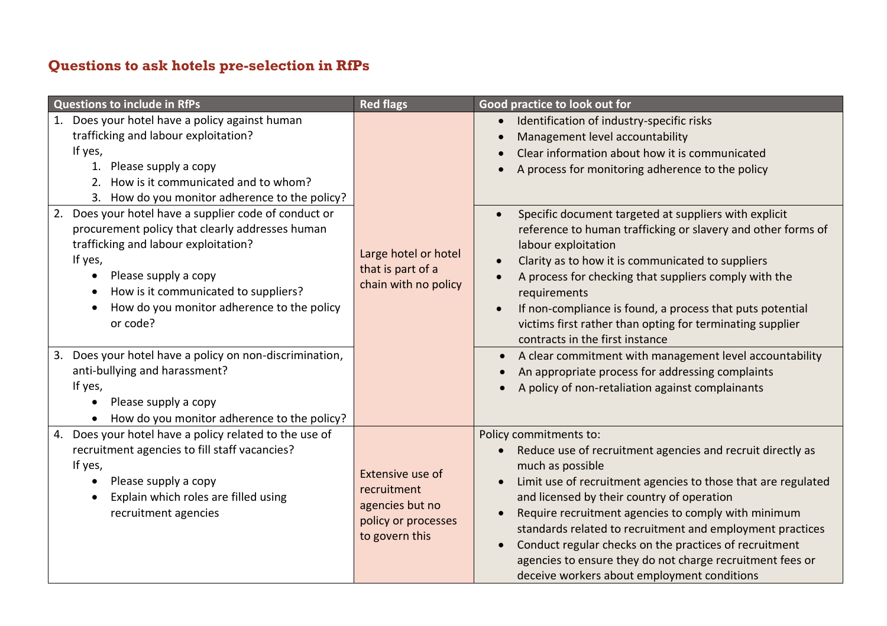## Questions to ask hotels pre-selection in RfPs

| Questions to include in RfPs | Red flags | Good practice to look out for |
|---|---|---|
| 1. Does your hotel have a policy against human trafficking and labour exploitation?<br>If yes,<br>1. Please supply a copy<br>2. How is it communicated and to whom?<br>3. How do you monitor adherence to the policy? | Large hotel or hotel that is part of a chain with no policy | • Identification of industry-specific risks<br>• Management level accountability<br>• Clear information about how it is communicated<br>• A process for monitoring adherence to the policy |
| 2. Does your hotel have a supplier code of conduct or procurement policy that clearly addresses human trafficking and labour exploitation?<br>If yes,<br>• Please supply a copy<br>• How is it communicated to suppliers?<br>• How do you monitor adherence to the policy or code? | | • Specific document targeted at suppliers with explicit reference to human trafficking or slavery and other forms of labour exploitation<br>• Clarity as to how it is communicated to suppliers<br>• A process for checking that suppliers comply with the requirements<br>• If non-compliance is found, a process that puts potential victims first rather than opting for terminating supplier contracts in the first instance |
| 3. Does your hotel have a policy on non-discrimination, anti-bullying and harassment?<br>If yes,<br>• Please supply a copy<br>• How do you monitor adherence to the policy? | | • A clear commitment with management level accountability<br>• An appropriate process for addressing complaints<br>• A policy of non-retaliation against complainants |
| 4. Does your hotel have a policy related to the use of recruitment agencies to fill staff vacancies?<br>If yes,<br>• Please supply a copy<br>• Explain which roles are filled using recruitment agencies | Extensive use of recruitment agencies but no policy or processes to govern this | Policy commitments to:<br>• Reduce use of recruitment agencies and recruit directly as much as possible<br>• Limit use of recruitment agencies to those that are regulated and licensed by their country of operation<br>• Require recruitment agencies to comply with minimum standards related to recruitment and employment practices<br>• Conduct regular checks on the practices of recruitment agencies to ensure they do not charge recruitment fees or deceive workers about employment conditions |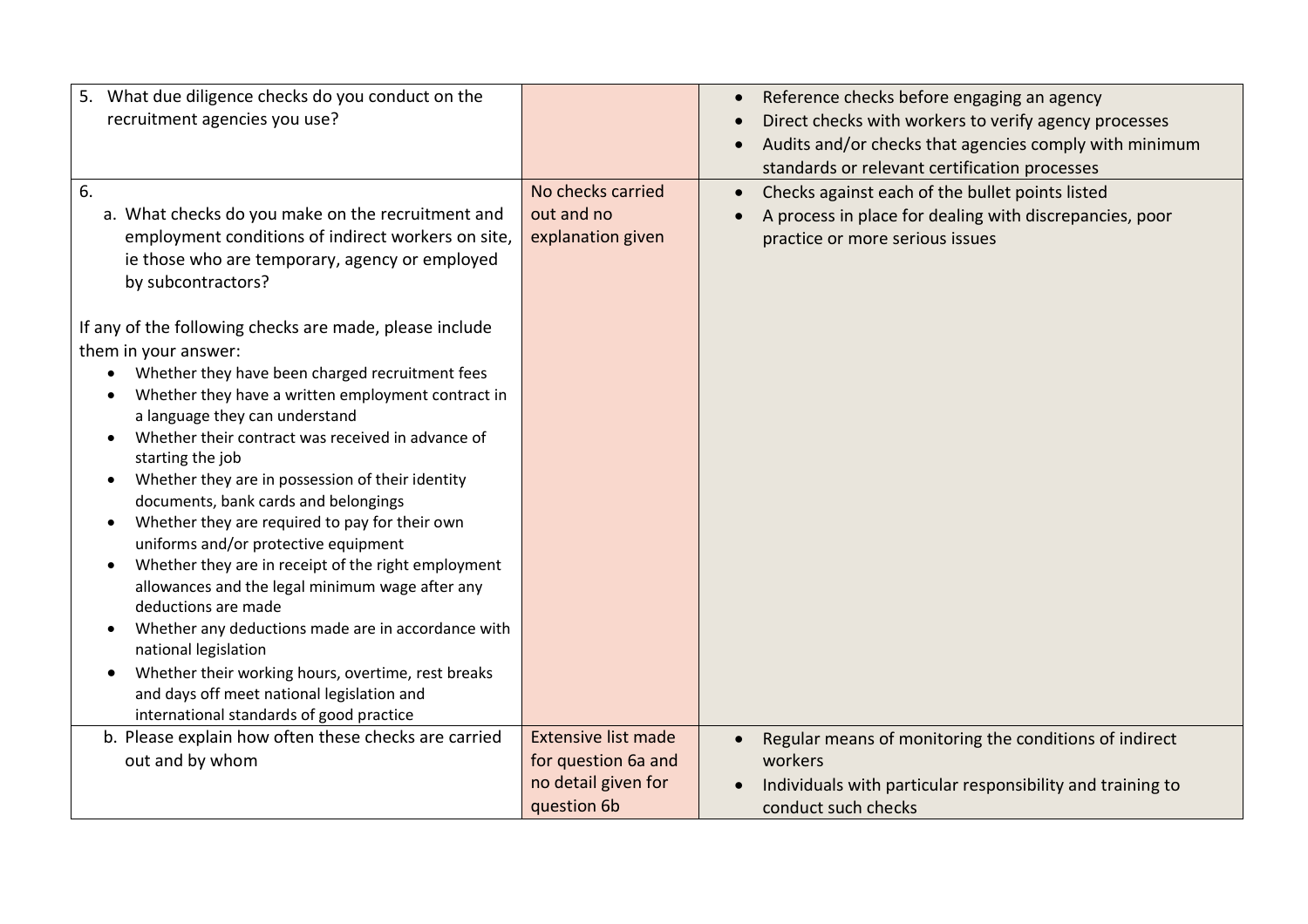| | | |
|---|---|---|
| 5. What due diligence checks do you conduct on the recruitment agencies you use? | | • Reference checks before engaging an agency<br>• Direct checks with workers to verify agency processes<br>• Audits and/or checks that agencies comply with minimum standards or relevant certification processes |
| 6.<br>a. What checks do you make on the recruitment and employment conditions of indirect workers on site, ie those who are temporary, agency or employed by subcontractors?<br><br>If any of the following checks are made, please include them in your answer:<br>• Whether they have been charged recruitment fees<br>• Whether they have a written employment contract in a language they can understand<br>• Whether their contract was received in advance of starting the job<br>• Whether they are in possession of their identity documents, bank cards and belongings<br>• Whether they are required to pay for their own uniforms and/or protective equipment<br>• Whether they are in receipt of the right employment allowances and the legal minimum wage after any deductions are made<br>• Whether any deductions made are in accordance with national legislation<br>• Whether their working hours, overtime, rest breaks and days off meet national legislation and international standards of good practice | No checks carried out and no explanation given | • Checks against each of the bullet points listed<br>• A process in place for dealing with discrepancies, poor practice or more serious issues |
| b. Please explain how often these checks are carried out and by whom | Extensive list made for question 6a and no detail given for question 6b | • Regular means of monitoring the conditions of indirect workers<br>• Individuals with particular responsibility and training to conduct such checks |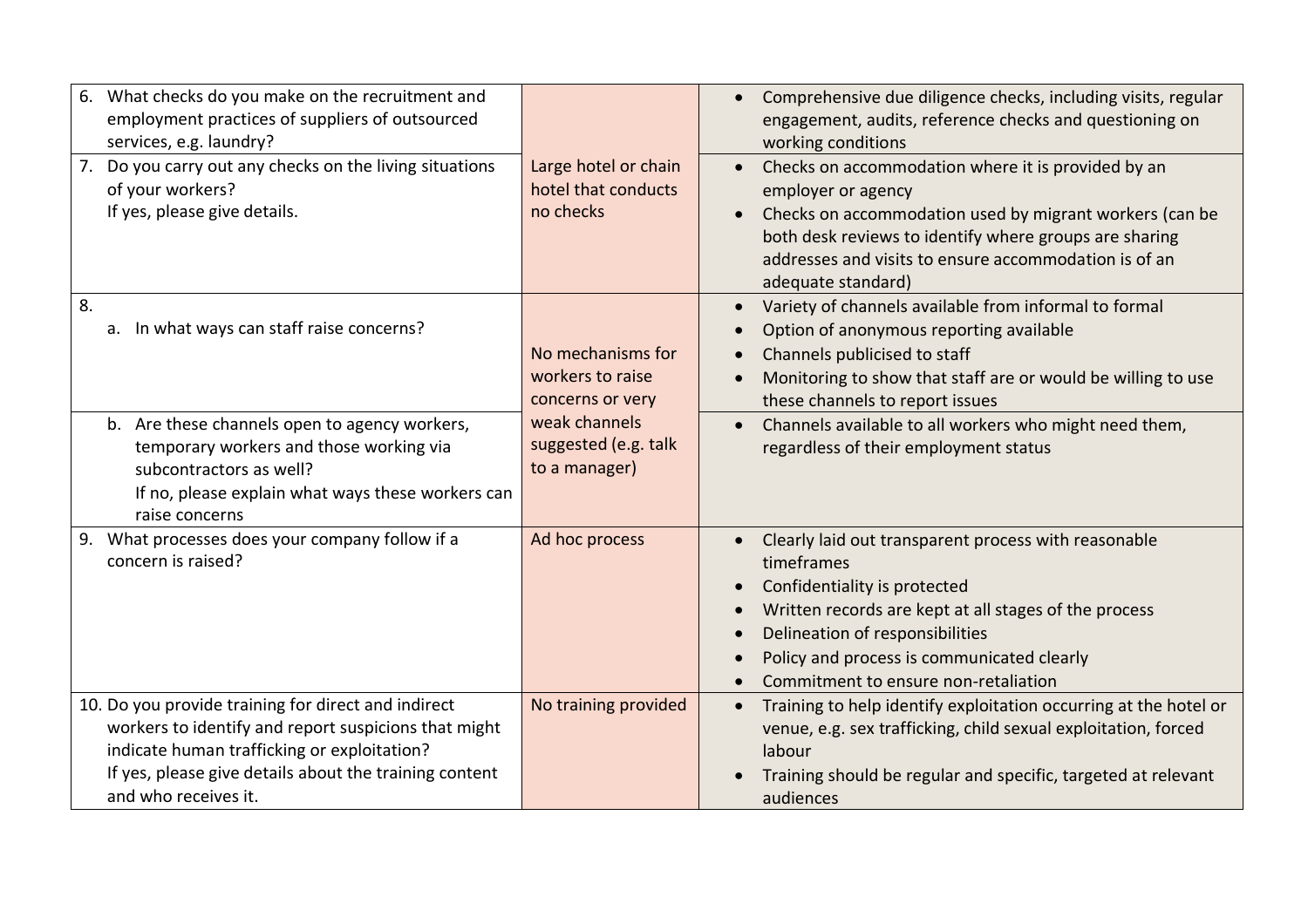| | | |
|---|---|---|
| 6. What checks do you make on the recruitment and employment practices of suppliers of outsourced services, e.g. laundry? | Large hotel or chain hotel that conducts no checks | • Comprehensive due diligence checks, including visits, regular engagement, audits, reference checks and questioning on working conditions |
| 7. Do you carry out any checks on the living situations of your workers?<br>If yes, please give details. | | • Checks on accommodation where it is provided by an employer or agency<br>• Checks on accommodation used by migrant workers (can be both desk reviews to identify where groups are sharing addresses and visits to ensure accommodation is of an adequate standard) |
| 8.<br>a. In what ways can staff raise concerns? | No mechanisms for workers to raise concerns or very weak channels suggested (e.g. talk to a manager) | • Variety of channels available from informal to formal<br>• Option of anonymous reporting available<br>• Channels publicised to staff<br>• Monitoring to show that staff are or would be willing to use these channels to report issues |
| b. Are these channels open to agency workers, temporary workers and those working via subcontractors as well?<br>If no, please explain what ways these workers can raise concerns | | • Channels available to all workers who might need them, regardless of their employment status |
| 9. What processes does your company follow if a concern is raised? | Ad hoc process | • Clearly laid out transparent process with reasonable timeframes<br>• Confidentiality is protected<br>• Written records are kept at all stages of the process<br>• Delineation of responsibilities<br>• Policy and process is communicated clearly<br>• Commitment to ensure non-retaliation |
| 10. Do you provide training for direct and indirect workers to identify and report suspicions that might indicate human trafficking or exploitation?<br>If yes, please give details about the training content and who receives it. | No training provided | • Training to help identify exploitation occurring at the hotel or venue, e.g. sex trafficking, child sexual exploitation, forced labour<br>• Training should be regular and specific, targeted at relevant audiences |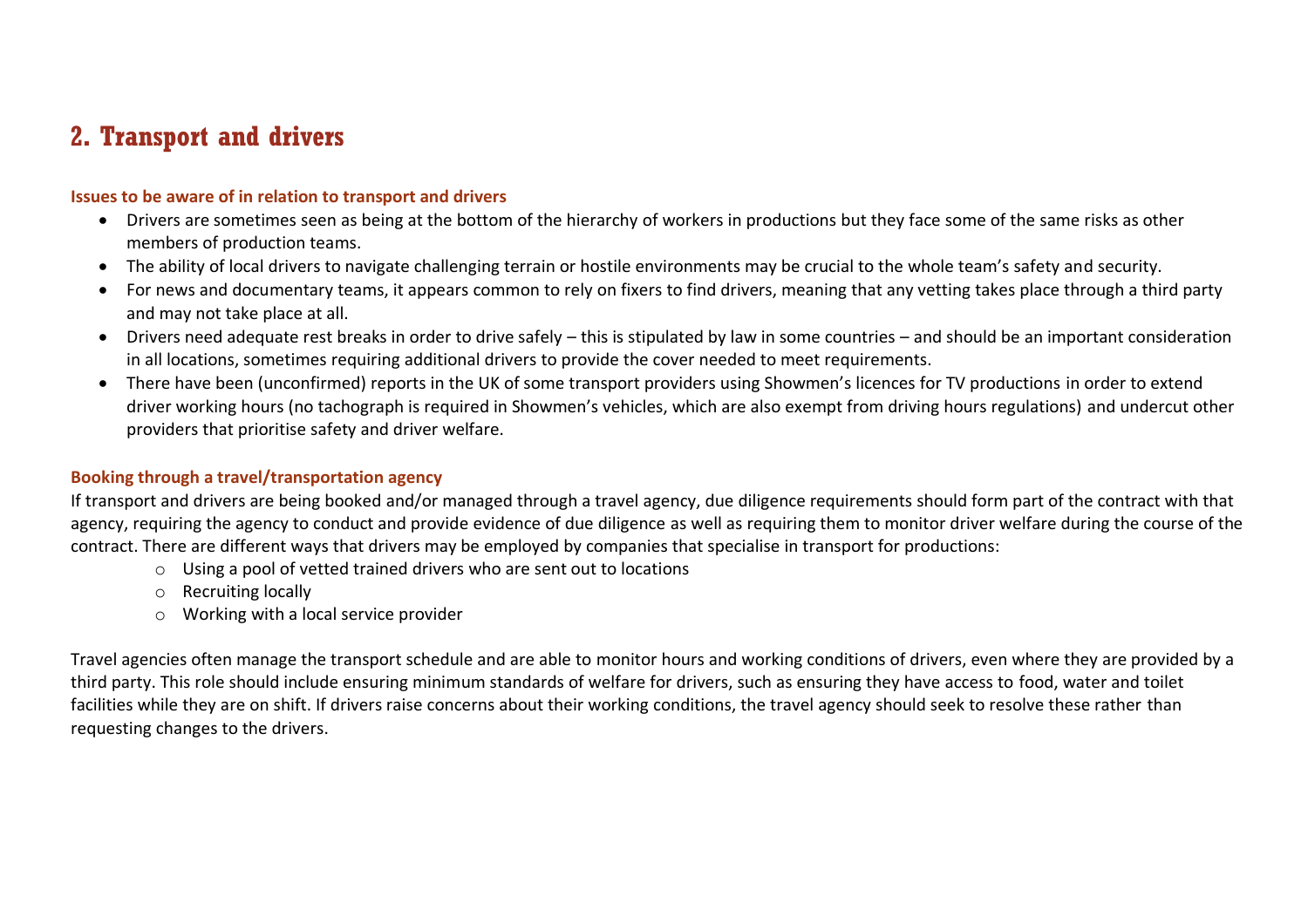## 2. Transport and drivers

### Issues to be aware of in relation to transport and drivers

- Drivers are sometimes seen as being at the bottom of the hierarchy of workers in productions but they face some of the same risks as other members of production teams.
- The ability of local drivers to navigate challenging terrain or hostile environments may be crucial to the whole team's safety and security.
- For news and documentary teams, it appears common to rely on fixers to find drivers, meaning that any vetting takes place through a third party and may not take place at all.
- Drivers need adequate rest breaks in order to drive safely – this is stipulated by law in some countries – and should be an important consideration in all locations, sometimes requiring additional drivers to provide the cover needed to meet requirements.
- There have been (unconfirmed) reports in the UK of some transport providers using Showmen's licences for TV productions in order to extend driver working hours (no tachograph is required in Showmen's vehicles, which are also exempt from driving hours regulations) and undercut other providers that prioritise safety and driver welfare.

### Booking through a travel/transportation agency

If transport and drivers are being booked and/or managed through a travel agency, due diligence requirements should form part of the contract with that agency, requiring the agency to conduct and provide evidence of due diligence as well as requiring them to monitor driver welfare during the course of the contract. There are different ways that drivers may be employed by companies that specialise in transport for productions:

- Using a pool of vetted trained drivers who are sent out to locations
- Recruiting locally
- Working with a local service provider

Travel agencies often manage the transport schedule and are able to monitor hours and working conditions of drivers, even where they are provided by a third party. This role should include ensuring minimum standards of welfare for drivers, such as ensuring they have access to food, water and toilet facilities while they are on shift. If drivers raise concerns about their working conditions, the travel agency should seek to resolve these rather than requesting changes to the drivers.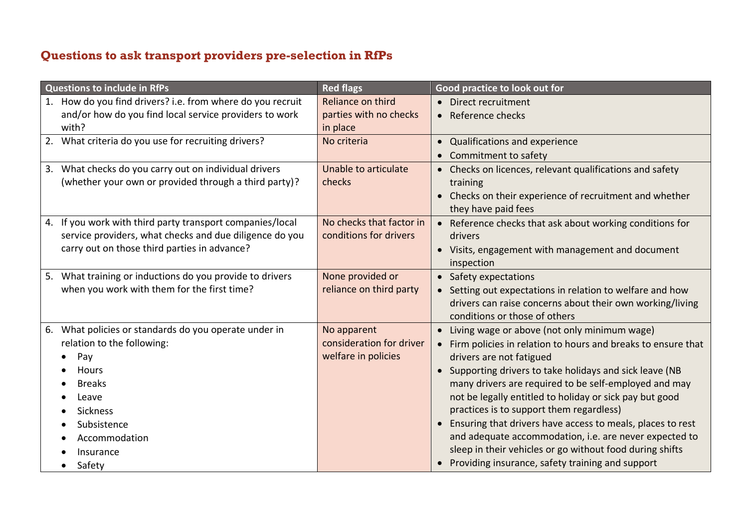## Questions to ask transport providers pre-selection in RfPs

| Questions to include in RfPs | Red flags | Good practice to look out for |
| --- | --- | --- |
| 1. How do you find drivers? i.e. from where do you recruit and/or how do you find local service providers to work with? | Reliance on third parties with no checks in place | • Direct recruitment<br>• Reference checks |
| 2. What criteria do you use for recruiting drivers? | No criteria | • Qualifications and experience<br>• Commitment to safety |
| 3. What checks do you carry out on individual drivers (whether your own or provided through a third party)? | Unable to articulate checks | • Checks on licences, relevant qualifications and safety training<br>• Checks on their experience of recruitment and whether they have paid fees |
| 4. If you work with third party transport companies/local service providers, what checks and due diligence do you carry out on those third parties in advance? | No checks that factor in conditions for drivers | • Reference checks that ask about working conditions for drivers<br>• Visits, engagement with management and document inspection |
| 5. What training or inductions do you provide to drivers when you work with them for the first time? | None provided or reliance on third party | • Safety expectations<br>• Setting out expectations in relation to welfare and how drivers can raise concerns about their own working/living conditions or those of others |
| 6. What policies or standards do you operate under in relation to the following:<br>• Pay<br>• Hours<br>• Breaks<br>• Leave<br>• Sickness<br>• Subsistence<br>• Accommodation<br>• Insurance<br>• Safety | No apparent consideration for driver welfare in policies | • Living wage or above (not only minimum wage)<br>• Firm policies in relation to hours and breaks to ensure that drivers are not fatigued<br>• Supporting drivers to take holidays and sick leave (NB many drivers are required to be self-employed and may not be legally entitled to holiday or sick pay but good practices is to support them regardless)<br>• Ensuring that drivers have access to meals, places to rest and adequate accommodation, i.e. are never expected to sleep in their vehicles or go without food during shifts<br>• Providing insurance, safety training and support |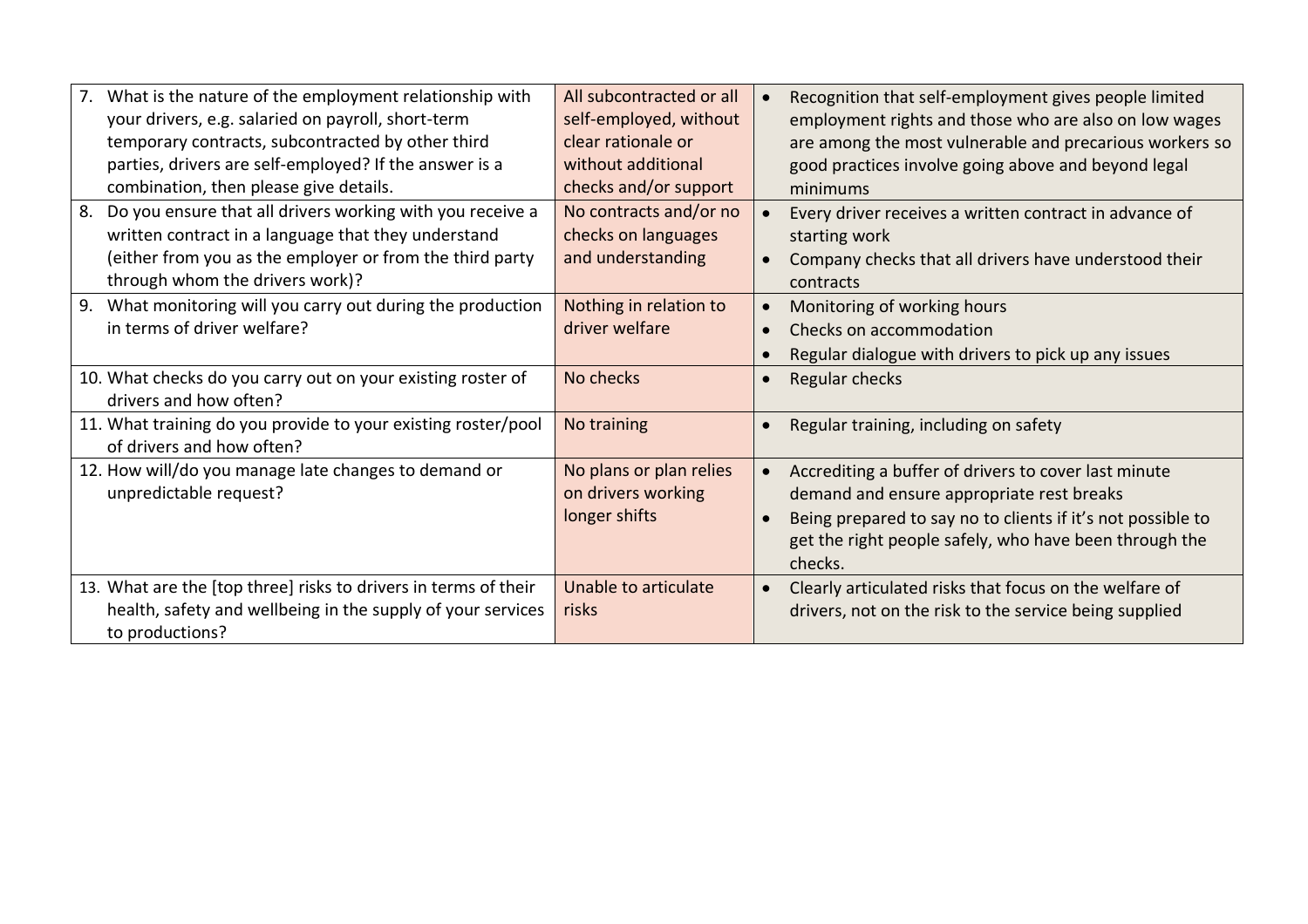| | | |
|---|---|---|
| 7. What is the nature of the employment relationship with your drivers, e.g. salaried on payroll, short-term temporary contracts, subcontracted by other third parties, drivers are self-employed? If the answer is a combination, then please give details. | All subcontracted or all self-employed, without clear rationale or without additional checks and/or support | • Recognition that self-employment gives people limited employment rights and those who are also on low wages are among the most vulnerable and precarious workers so good practices involve going above and beyond legal minimums |
| 8. Do you ensure that all drivers working with you receive a written contract in a language that they understand (either from you as the employer or from the third party through whom the drivers work)? | No contracts and/or no checks on languages and understanding | • Every driver receives a written contract in advance of starting work<br>• Company checks that all drivers have understood their contracts |
| 9. What monitoring will you carry out during the production in terms of driver welfare? | Nothing in relation to driver welfare | • Monitoring of working hours<br>• Checks on accommodation<br>• Regular dialogue with drivers to pick up any issues |
| 10. What checks do you carry out on your existing roster of drivers and how often? | No checks | • Regular checks |
| 11. What training do you provide to your existing roster/pool of drivers and how often? | No training | • Regular training, including on safety |
| 12. How will/do you manage late changes to demand or unpredictable request? | No plans or plan relies on drivers working longer shifts | • Accrediting a buffer of drivers to cover last minute demand and ensure appropriate rest breaks<br>• Being prepared to say no to clients if it's not possible to get the right people safely, who have been through the checks. |
| 13. What are the [top three] risks to drivers in terms of their health, safety and wellbeing in the supply of your services to productions? | Unable to articulate risks | • Clearly articulated risks that focus on the welfare of drivers, not on the risk to the service being supplied |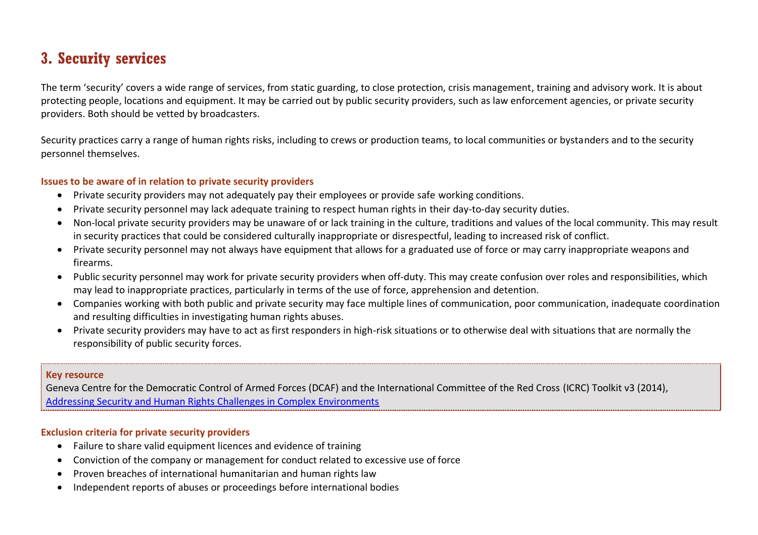# 3. Security services

The term 'security' covers a wide range of services, from static guarding, to close protection, crisis management, training and advisory work. It is about protecting people, locations and equipment. It may be carried out by public security providers, such as law enforcement agencies, or private security providers. Both should be vetted by broadcasters.

Security practices carry a range of human rights risks, including to crews or production teams, to local communities or bystanders and to the security personnel themselves.

**Issues to be aware of in relation to private security providers**

- Private security providers may not adequately pay their employees or provide safe working conditions.
- Private security personnel may lack adequate training to respect human rights in their day-to-day security duties.
- Non-local private security providers may be unaware of or lack training in the culture, traditions and values of the local community. This may result in security practices that could be considered culturally inappropriate or disrespectful, leading to increased risk of conflict.
- Private security personnel may not always have equipment that allows for a graduated use of force or may carry inappropriate weapons and firearms.
- Public security personnel may work for private security providers when off-duty. This may create confusion over roles and responsibilities, which may lead to inappropriate practices, particularly in terms of the use of force, apprehension and detention.
- Companies working with both public and private security may face multiple lines of communication, poor communication, inadequate coordination and resulting difficulties in investigating human rights abuses.
- Private security providers may have to act as first responders in high-risk situations or to otherwise deal with situations that are normally the responsibility of public security forces.

**Key resource**

Geneva Centre for the Democratic Control of Armed Forces (DCAF) and the International Committee of the Red Cross (ICRC) Toolkit v3 (2014), Addressing Security and Human Rights Challenges in Complex Environments

**Exclusion criteria for private security providers**

- Failure to share valid equipment licences and evidence of training
- Conviction of the company or management for conduct related to excessive use of force
- Proven breaches of international humanitarian and human rights law
- Independent reports of abuses or proceedings before international bodies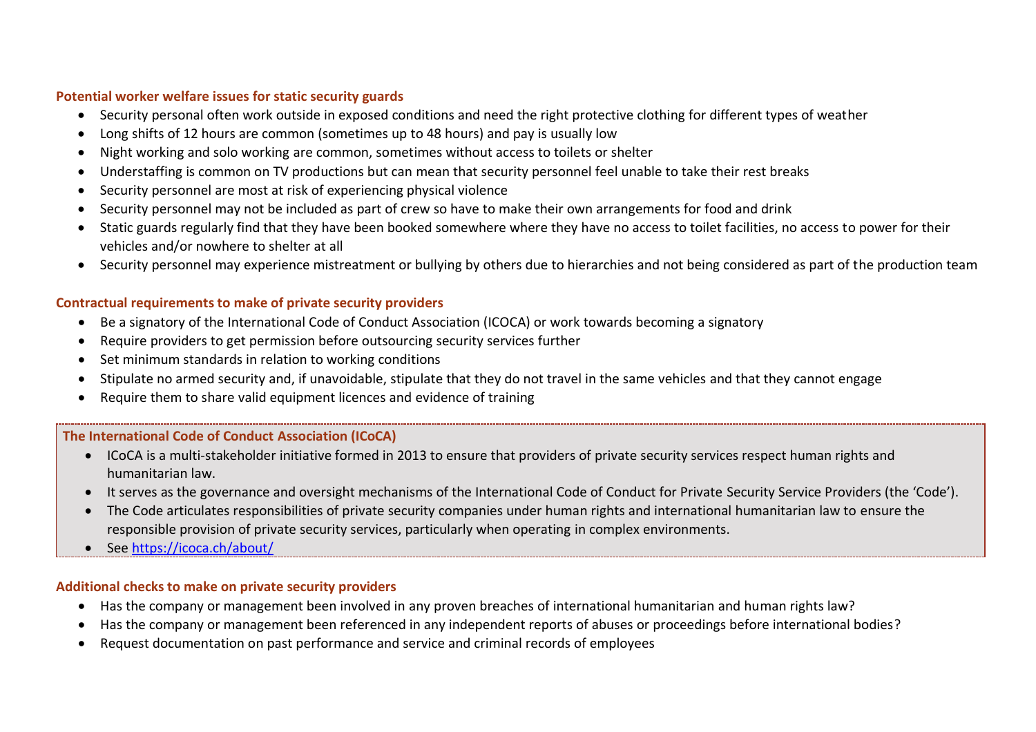### Potential worker welfare issues for static security guards

- Security personal often work outside in exposed conditions and need the right protective clothing for different types of weather
- Long shifts of 12 hours are common (sometimes up to 48 hours) and pay is usually low
- Night working and solo working are common, sometimes without access to toilets or shelter
- Understaffing is common on TV productions but can mean that security personnel feel unable to take their rest breaks
- Security personnel are most at risk of experiencing physical violence
- Security personnel may not be included as part of crew so have to make their own arrangements for food and drink
- Static guards regularly find that they have been booked somewhere where they have no access to toilet facilities, no access to power for their vehicles and/or nowhere to shelter at all
- Security personnel may experience mistreatment or bullying by others due to hierarchies and not being considered as part of the production team

### Contractual requirements to make of private security providers

- Be a signatory of the International Code of Conduct Association (ICOCA) or work towards becoming a signatory
- Require providers to get permission before outsourcing security services further
- Set minimum standards in relation to working conditions
- Stipulate no armed security and, if unavoidable, stipulate that they do not travel in the same vehicles and that they cannot engage
- Require them to share valid equipment licences and evidence of training

### The International Code of Conduct Association (ICoCA)

- ICoCA is a multi-stakeholder initiative formed in 2013 to ensure that providers of private security services respect human rights and humanitarian law.
- It serves as the governance and oversight mechanisms of the International Code of Conduct for Private Security Service Providers (the 'Code').
- The Code articulates responsibilities of private security companies under human rights and international humanitarian law to ensure the responsible provision of private security services, particularly when operating in complex environments.
- See [https://icoca.ch/about/](https://icoca.ch/about/)

### Additional checks to make on private security providers

- Has the company or management been involved in any proven breaches of international humanitarian and human rights law?
- Has the company or management been referenced in any independent reports of abuses or proceedings before international bodies?
- Request documentation on past performance and service and criminal records of employees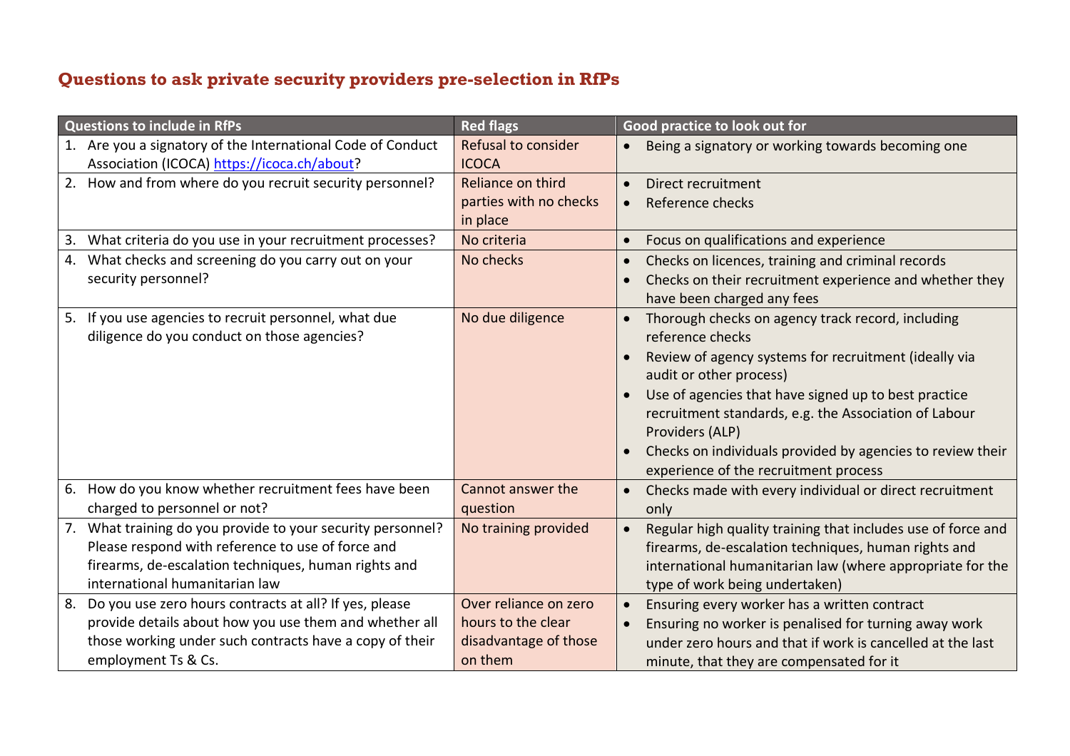## Questions to ask private security providers pre-selection in RfPs

| Questions to include in RfPs | Red flags | Good practice to look out for |
|---|---|---|
| 1. Are you a signatory of the International Code of Conduct Association (ICOCA) https://icoca.ch/about? | Refusal to consider ICOCA | • Being a signatory or working towards becoming one |
| 2. How and from where do you recruit security personnel? | Reliance on third parties with no checks in place | • Direct recruitment<br>• Reference checks |
| 3. What criteria do you use in your recruitment processes? | No criteria | • Focus on qualifications and experience |
| 4. What checks and screening do you carry out on your security personnel? | No checks | • Checks on licences, training and criminal records<br>• Checks on their recruitment experience and whether they have been charged any fees |
| 5. If you use agencies to recruit personnel, what due diligence do you conduct on those agencies? | No due diligence | • Thorough checks on agency track record, including reference checks<br>• Review of agency systems for recruitment (ideally via audit or other process)<br>• Use of agencies that have signed up to best practice recruitment standards, e.g. the Association of Labour Providers (ALP)<br>• Checks on individuals provided by agencies to review their experience of the recruitment process |
| 6. How do you know whether recruitment fees have been charged to personnel or not? | Cannot answer the question | • Checks made with every individual or direct recruitment only |
| 7. What training do you provide to your security personnel? Please respond with reference to use of force and firearms, de-escalation techniques, human rights and international humanitarian law | No training provided | • Regular high quality training that includes use of force and firearms, de-escalation techniques, human rights and international humanitarian law (where appropriate for the type of work being undertaken) |
| 8. Do you use zero hours contracts at all? If yes, please provide details about how you use them and whether all those working under such contracts have a copy of their employment Ts & Cs. | Over reliance on zero hours to the clear disadvantage of those on them | • Ensuring every worker has a written contract<br>• Ensuring no worker is penalised for turning away work under zero hours and that if work is cancelled at the last minute, that they are compensated for it |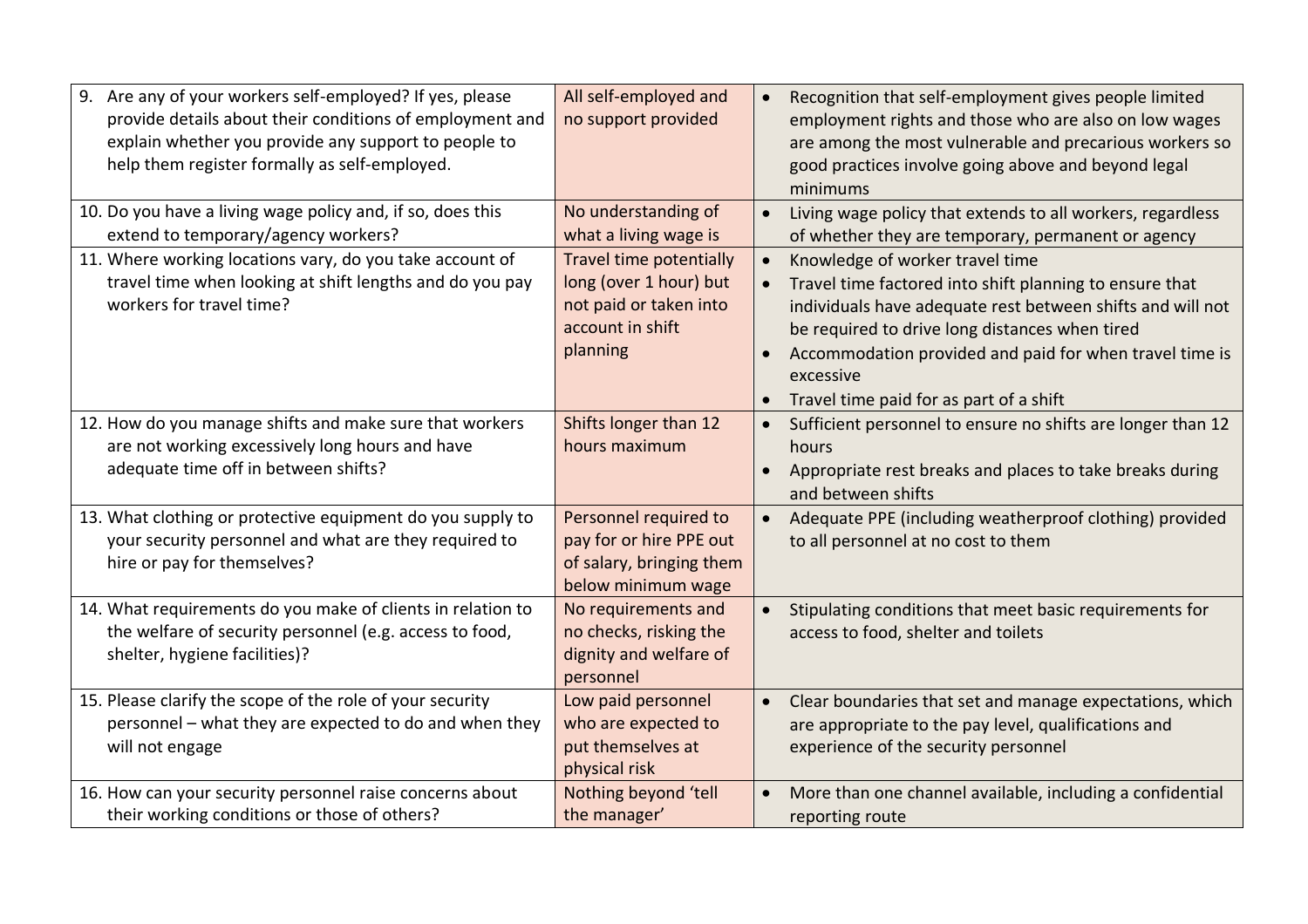| | | |
|---|---|---|
| 9. Are any of your workers self-employed? If yes, please provide details about their conditions of employment and explain whether you provide any support to people to help them register formally as self-employed. | All self-employed and no support provided | • Recognition that self-employment gives people limited employment rights and those who are also on low wages are among the most vulnerable and precarious workers so good practices involve going above and beyond legal minimums |
| 10. Do you have a living wage policy and, if so, does this extend to temporary/agency workers? | No understanding of what a living wage is | • Living wage policy that extends to all workers, regardless of whether they are temporary, permanent or agency |
| 11. Where working locations vary, do you take account of travel time when looking at shift lengths and do you pay workers for travel time? | Travel time potentially long (over 1 hour) but not paid or taken into account in shift planning | • Knowledge of worker travel time<br>• Travel time factored into shift planning to ensure that individuals have adequate rest between shifts and will not be required to drive long distances when tired<br>• Accommodation provided and paid for when travel time is excessive<br>• Travel time paid for as part of a shift |
| 12. How do you manage shifts and make sure that workers are not working excessively long hours and have adequate time off in between shifts? | Shifts longer than 12 hours maximum | • Sufficient personnel to ensure no shifts are longer than 12 hours<br>• Appropriate rest breaks and places to take breaks during and between shifts |
| 13. What clothing or protective equipment do you supply to your security personnel and what are they required to hire or pay for themselves? | Personnel required to pay for or hire PPE out of salary, bringing them below minimum wage | • Adequate PPE (including weatherproof clothing) provided to all personnel at no cost to them |
| 14. What requirements do you make of clients in relation to the welfare of security personnel (e.g. access to food, shelter, hygiene facilities)? | No requirements and no checks, risking the dignity and welfare of personnel | • Stipulating conditions that meet basic requirements for access to food, shelter and toilets |
| 15. Please clarify the scope of the role of your security personnel – what they are expected to do and when they will not engage | Low paid personnel who are expected to put themselves at physical risk | • Clear boundaries that set and manage expectations, which are appropriate to the pay level, qualifications and experience of the security personnel |
| 16. How can your security personnel raise concerns about their working conditions or those of others? | Nothing beyond 'tell the manager' | • More than one channel available, including a confidential reporting route |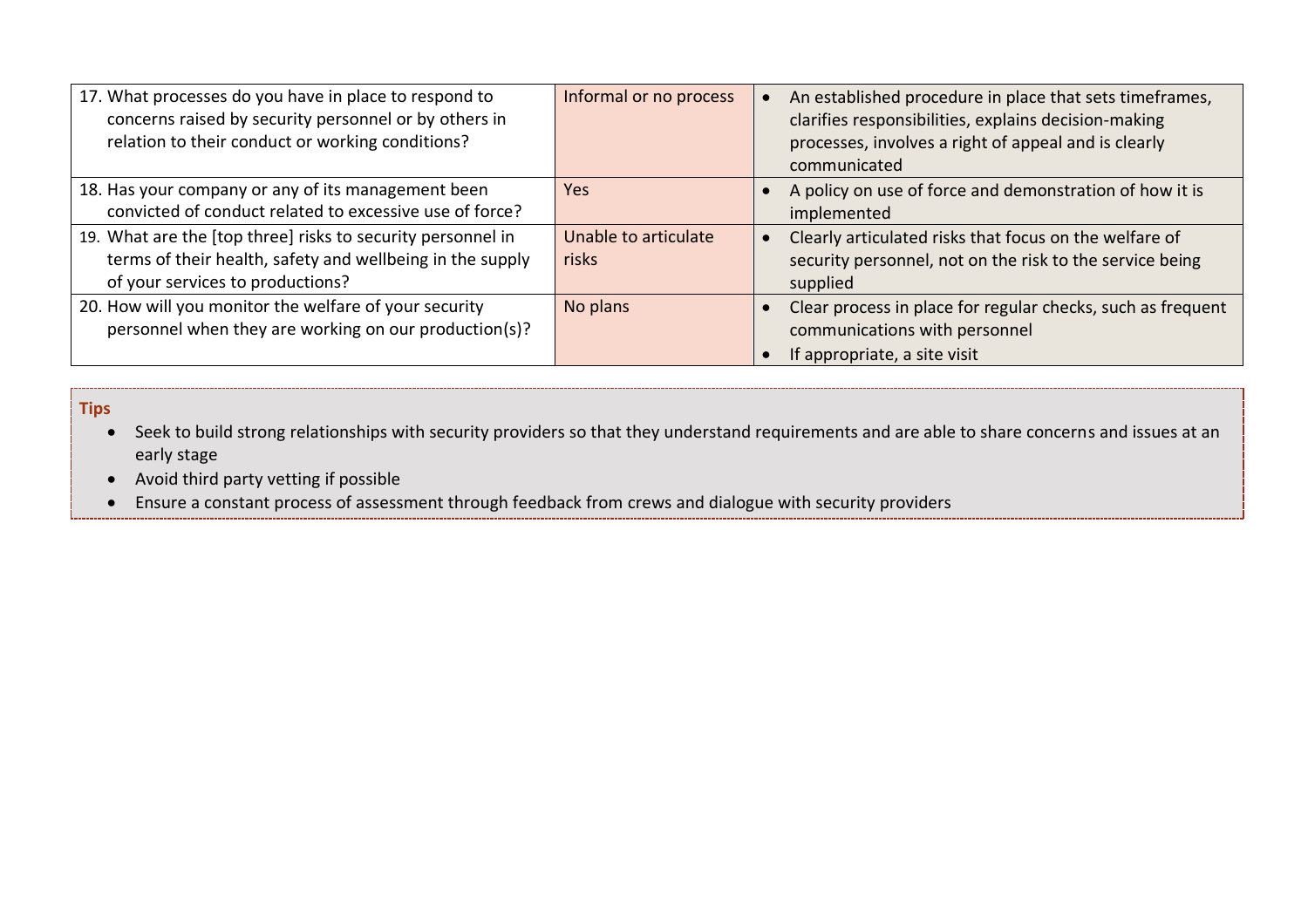| | | |
|---|---|---|
| 17. What processes do you have in place to respond to concerns raised by security personnel or by others in relation to their conduct or working conditions? | Informal or no process | • An established procedure in place that sets timeframes, clarifies responsibilities, explains decision-making processes, involves a right of appeal and is clearly communicated |
| 18. Has your company or any of its management been convicted of conduct related to excessive use of force? | Yes | • A policy on use of force and demonstration of how it is implemented |
| 19. What are the [top three] risks to security personnel in terms of their health, safety and wellbeing in the supply of your services to productions? | Unable to articulate risks | • Clearly articulated risks that focus on the welfare of security personnel, not on the risk to the service being supplied |
| 20. How will you monitor the welfare of your security personnel when they are working on our production(s)? | No plans | • Clear process in place for regular checks, such as frequent communications with personnel<br>• If appropriate, a site visit |

**Tips**

- Seek to build strong relationships with security providers so that they understand requirements and are able to share concerns and issues at an early stage
- Avoid third party vetting if possible
- Ensure a constant process of assessment through feedback from crews and dialogue with security providers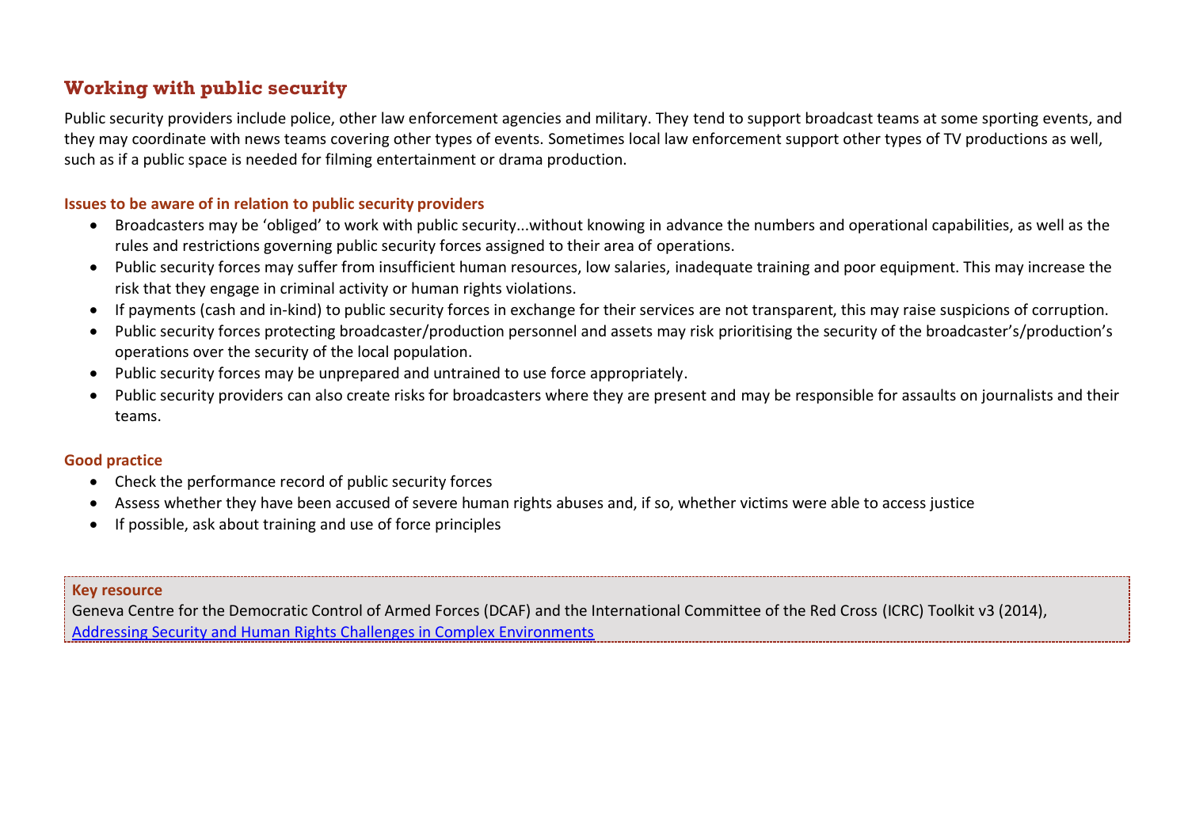## Working with public security

Public security providers include police, other law enforcement agencies and military. They tend to support broadcast teams at some sporting events, and they may coordinate with news teams covering other types of events. Sometimes local law enforcement support other types of TV productions as well, such as if a public space is needed for filming entertainment or drama production.

### Issues to be aware of in relation to public security providers

- Broadcasters may be 'obliged' to work with public security...without knowing in advance the numbers and operational capabilities, as well as the rules and restrictions governing public security forces assigned to their area of operations.
- Public security forces may suffer from insufficient human resources, low salaries, inadequate training and poor equipment. This may increase the risk that they engage in criminal activity or human rights violations.
- If payments (cash and in-kind) to public security forces in exchange for their services are not transparent, this may raise suspicions of corruption.
- Public security forces protecting broadcaster/production personnel and assets may risk prioritising the security of the broadcaster's/production's operations over the security of the local population.
- Public security forces may be unprepared and untrained to use force appropriately.
- Public security providers can also create risks for broadcasters where they are present and may be responsible for assaults on journalists and their teams.

### Good practice

- Check the performance record of public security forces
- Assess whether they have been accused of severe human rights abuses and, if so, whether victims were able to access justice
- If possible, ask about training and use of force principles

**Key resource**

Geneva Centre for the Democratic Control of Armed Forces (DCAF) and the International Committee of the Red Cross (ICRC) Toolkit v3 (2014), Addressing Security and Human Rights Challenges in Complex Environments